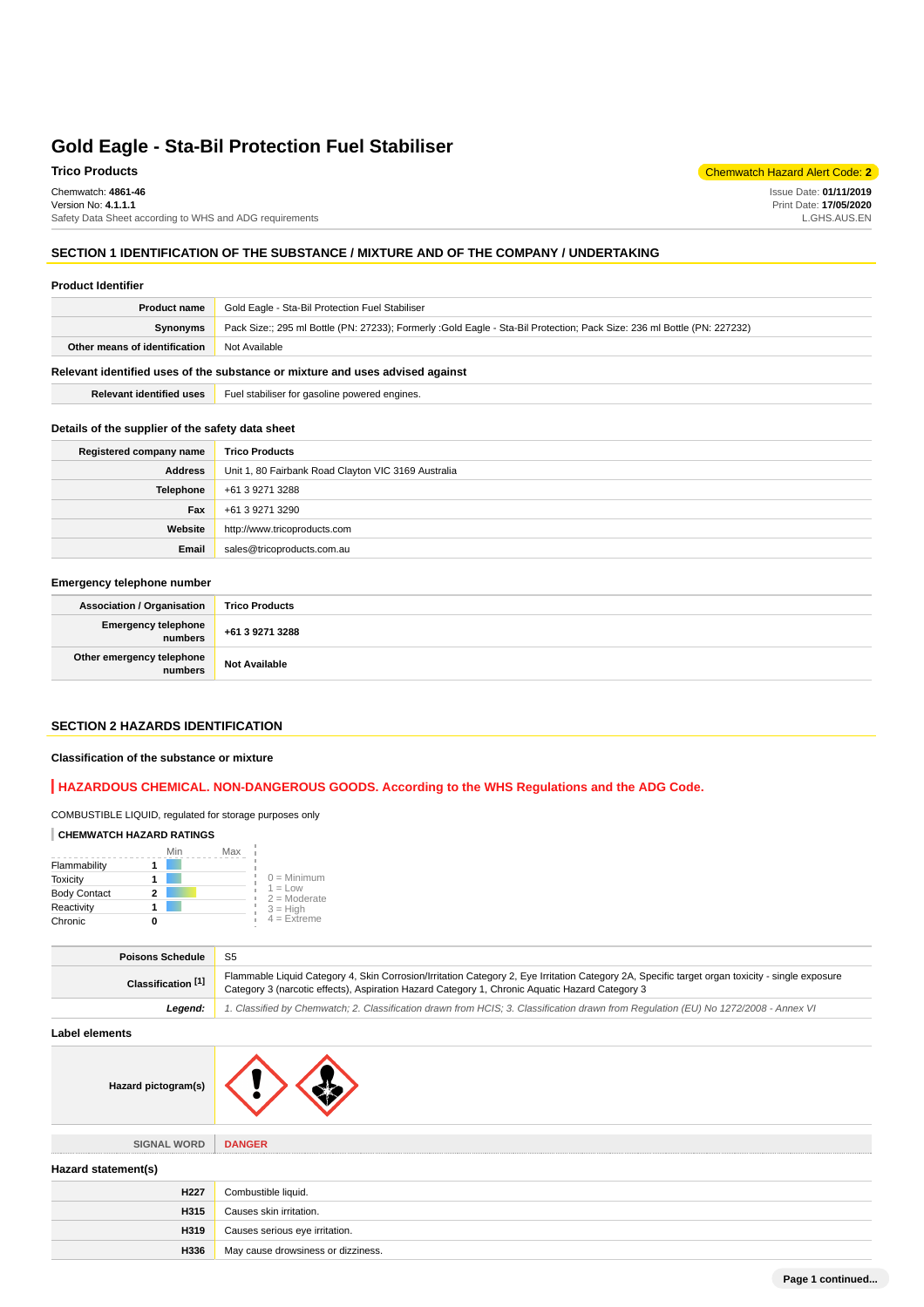# Gold Eagle - Sta-Bil Protection Fuel Stabiliser

**Trico Products**

Chemwatch Hazard Alert Code: **2**

Chemwatch: **4861-46**
Version No: **4.1.1.1**
Safety Data Sheet according to WHS and ADG requirements

Issue Date: **01/11/2019**
Print Date: **17/05/2020**
L.GHS.AUS.EN

## SECTION 1 IDENTIFICATION OF THE SUBSTANCE / MIXTURE AND OF THE COMPANY / UNDERTAKING

### Product Identifier

| | |
|---|---|
| **Product name** | Gold Eagle - Sta-Bil Protection Fuel Stabiliser |
| **Synonyms** | Pack Size:; 295 ml Bottle (PN: 27233); Formerly :Gold Eagle - Sta-Bil Protection; Pack Size: 236 ml Bottle (PN: 227232) |
| **Other means of identification** | Not Available |

### Relevant identified uses of the substance or mixture and uses advised against

| | |
|---|---|
| **Relevant identified uses** | Fuel stabiliser for gasoline powered engines. |

### Details of the supplier of the safety data sheet

| | |
|---|---|
| **Registered company name** | **Trico Products** |
| **Address** | Unit 1, 80 Fairbank Road Clayton VIC 3169 Australia |
| **Telephone** | +61 3 9271 3288 |
| **Fax** | +61 3 9271 3290 |
| **Website** | http://www.tricoproducts.com |
| **Email** | sales@tricoproducts.com.au |

### Emergency telephone number

| | |
|---|---|
| **Association / Organisation** | **Trico Products** |
| **Emergency telephone numbers** | **+61 3 9271 3288** |
| **Other emergency telephone numbers** | **Not Available** |

## SECTION 2 HAZARDS IDENTIFICATION

### Classification of the substance or mixture

**HAZARDOUS CHEMICAL. NON-DANGEROUS GOODS. According to the WHS Regulations and the ADG Code.**

COMBUSTIBLE LIQUID, regulated for storage purposes only

**CHEMWATCH HAZARD RATINGS**

| | Rating |
|---|---|
| Flammability | 1 |
| Toxicity | 1 |
| Body Contact | 2 |
| Reactivity | 1 |
| Chronic | 0 |

0 = Minimum
1 = Low
2 = Moderate
3 = High
4 = Extreme

| | |
|---|---|
| **Poisons Schedule** | S5 |
| **Classification [1]** | Flammable Liquid Category 4, Skin Corrosion/Irritation Category 2, Eye Irritation Category 2A, Specific target organ toxicity - single exposure Category 3 (narcotic effects), Aspiration Hazard Category 1, Chronic Aquatic Hazard Category 3 |
| ***Legend:*** | *1. Classified by Chemwatch; 2. Classification drawn from HCIS; 3. Classification drawn from Regulation (EU) No 1272/2008 - Annex VI* |

### Label elements

| | |
|---|---|
| **Hazard pictogram(s)** | |
| **SIGNAL WORD** | **DANGER** |

### Hazard statement(s)

| | |
|---|---|
| **H227** | Combustible liquid. |
| **H315** | Causes skin irritation. |
| **H319** | Causes serious eye irritation. |
| **H336** | May cause drowsiness or dizziness. |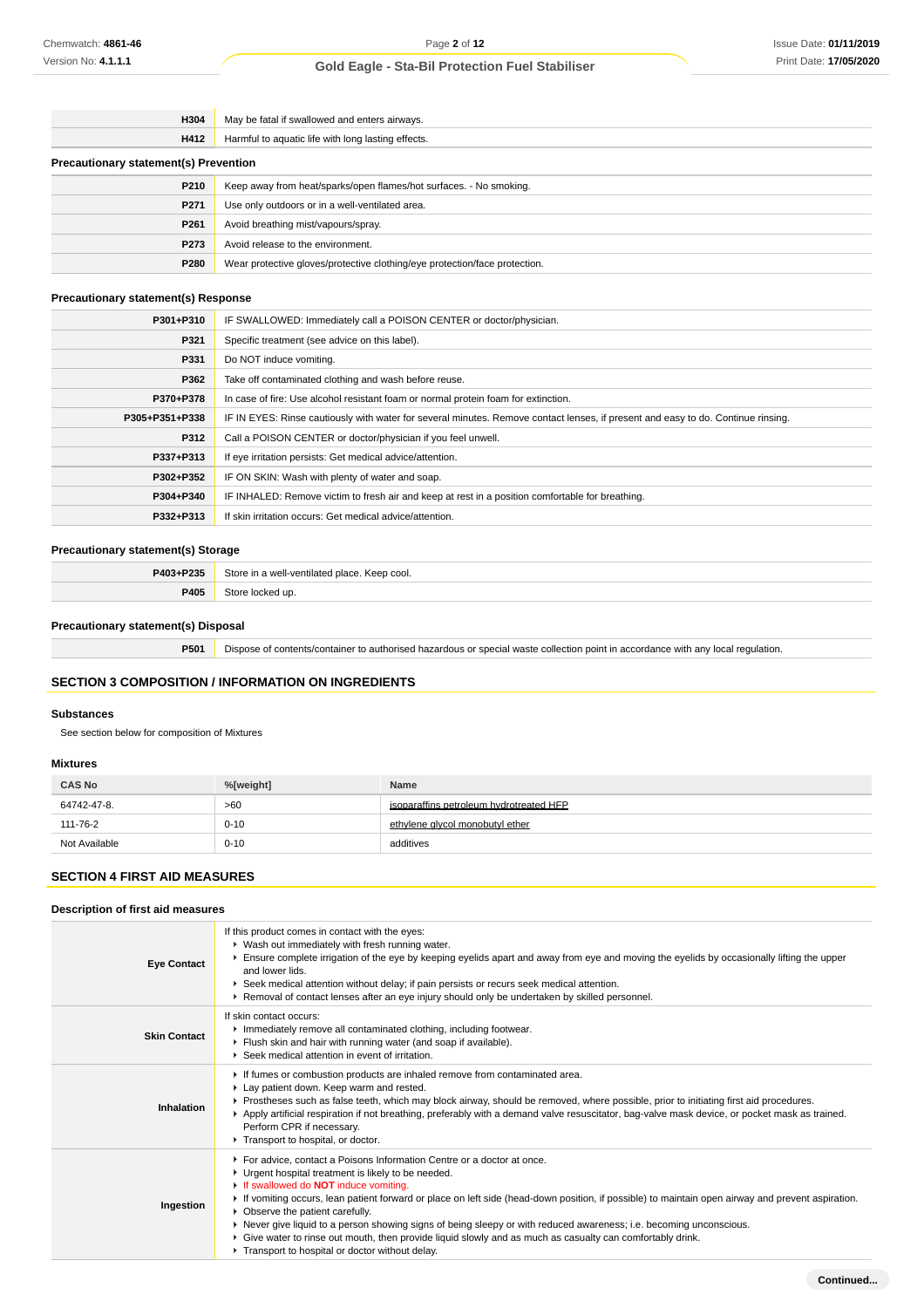| | |
|---|---|
| H304 | May be fatal if swallowed and enters airways. |
| H412 | Harmful to aquatic life with long lasting effects. |

### Precautionary statement(s) Prevention

| | |
|---|---|
| P210 | Keep away from heat/sparks/open flames/hot surfaces. - No smoking. |
| P271 | Use only outdoors or in a well-ventilated area. |
| P261 | Avoid breathing mist/vapours/spray. |
| P273 | Avoid release to the environment. |
| P280 | Wear protective gloves/protective clothing/eye protection/face protection. |

### Precautionary statement(s) Response

| | |
|---|---|
| P301+P310 | IF SWALLOWED: Immediately call a POISON CENTER or doctor/physician. |
| P321 | Specific treatment (see advice on this label). |
| P331 | Do NOT induce vomiting. |
| P362 | Take off contaminated clothing and wash before reuse. |
| P370+P378 | In case of fire: Use alcohol resistant foam or normal protein foam for extinction. |
| P305+P351+P338 | IF IN EYES: Rinse cautiously with water for several minutes. Remove contact lenses, if present and easy to do. Continue rinsing. |
| P312 | Call a POISON CENTER or doctor/physician if you feel unwell. |
| P337+P313 | If eye irritation persists: Get medical advice/attention. |
| P302+P352 | IF ON SKIN: Wash with plenty of water and soap. |
| P304+P340 | IF INHALED: Remove victim to fresh air and keep at rest in a position comfortable for breathing. |
| P332+P313 | If skin irritation occurs: Get medical advice/attention. |

### Precautionary statement(s) Storage

| | |
|---|---|
| P403+P235 | Store in a well-ventilated place. Keep cool. |
| P405 | Store locked up. |

### Precautionary statement(s) Disposal

| | |
|---|---|
| P501 | Dispose of contents/container to authorised hazardous or special waste collection point in accordance with any local regulation. |

## SECTION 3 COMPOSITION / INFORMATION ON INGREDIENTS

### Substances

See section below for composition of Mixtures

### Mixtures

| CAS No | %[weight] | Name |
|---|---|---|
| 64742-47-8. | >60 | isoparaffins petroleum hydrotreated HFP |
| 111-76-2 | 0-10 | ethylene glycol monobutyl ether |
| Not Available | 0-10 | additives |

## SECTION 4 FIRST AID MEASURES

### Description of first aid measures

| | |
|---|---|
| **Eye Contact** | If this product comes in contact with the eyes:<br>▸ Wash out immediately with fresh running water.<br>▸ Ensure complete irrigation of the eye by keeping eyelids apart and away from eye and moving the eyelids by occasionally lifting the upper and lower lids.<br>▸ Seek medical attention without delay; if pain persists or recurs seek medical attention.<br>▸ Removal of contact lenses after an eye injury should only be undertaken by skilled personnel. |
| **Skin Contact** | If skin contact occurs:<br>▸ Immediately remove all contaminated clothing, including footwear.<br>▸ Flush skin and hair with running water (and soap if available).<br>▸ Seek medical attention in event of irritation. |
| **Inhalation** | ▸ If fumes or combustion products are inhaled remove from contaminated area.<br>▸ Lay patient down. Keep warm and rested.<br>▸ Prostheses such as false teeth, which may block airway, should be removed, where possible, prior to initiating first aid procedures.<br>▸ Apply artificial respiration if not breathing, preferably with a demand valve resuscitator, bag-valve mask device, or pocket mask as trained. Perform CPR if necessary.<br>▸ Transport to hospital, or doctor. |
| **Ingestion** | ▸ For advice, contact a Poisons Information Centre or a doctor at once.<br>▸ Urgent hospital treatment is likely to be needed.<br>▸ If swallowed do **NOT** induce vomiting.<br>▸ If vomiting occurs, lean patient forward or place on left side (head-down position, if possible) to maintain open airway and prevent aspiration.<br>▸ Observe the patient carefully.<br>▸ Never give liquid to a person showing signs of being sleepy or with reduced awareness; i.e. becoming unconscious.<br>▸ Give water to rinse out mouth, then provide liquid slowly and as much as casualty can comfortably drink.<br>▸ Transport to hospital or doctor without delay. |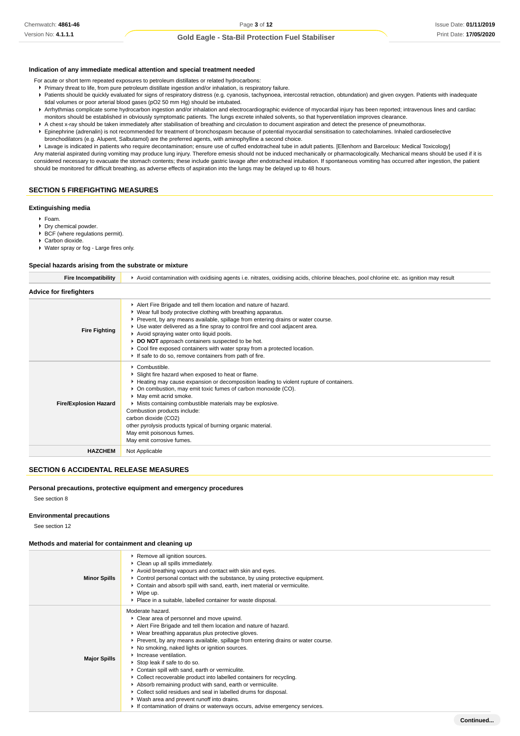### Indication of any immediate medical attention and special treatment needed

For acute or short term repeated exposures to petroleum distillates or related hydrocarbons:

- Primary threat to life, from pure petroleum distillate ingestion and/or inhalation, is respiratory failure.
- Patients should be quickly evaluated for signs of respiratory distress (e.g. cyanosis, tachypnoea, intercostal retraction, obtundation) and given oxygen. Patients with inadequate tidal volumes or poor arterial blood gases (pO2 50 mm Hg) should be intubated.
- Arrhythmias complicate some hydrocarbon ingestion and/or inhalation and electrocardiographic evidence of myocardial injury has been reported; intravenous lines and cardiac monitors should be established in obviously symptomatic patients. The lungs excrete inhaled solvents, so that hyperventilation improves clearance.
- A chest x-ray should be taken immediately after stabilisation of breathing and circulation to document aspiration and detect the presence of pneumothorax.
- Epinephrine (adrenalin) is not recommended for treatment of bronchospasm because of potential myocardial sensitisation to catecholamines. Inhaled cardioselective bronchodilators (e.g. Alupent, Salbutamol) are the preferred agents, with aminophylline a second choice.
- Lavage is indicated in patients who require decontamination; ensure use of cuffed endotracheal tube in adult patients. [Ellenhorn and Barceloux: Medical Toxicology]

Any material aspirated during vomiting may produce lung injury. Therefore emesis should not be induced mechanically or pharmacologically. Mechanical means should be used if it is considered necessary to evacuate the stomach contents; these include gastric lavage after endotracheal intubation. If spontaneous vomiting has occurred after ingestion, the patient should be monitored for difficult breathing, as adverse effects of aspiration into the lungs may be delayed up to 48 hours.

## SECTION 5 FIREFIGHTING MEASURES

### Extinguishing media

- Foam.
- Dry chemical powder.
- BCF (where regulations permit).
- Carbon dioxide.
- Water spray or fog - Large fires only.

### Special hazards arising from the substrate or mixture

| | |
|---|---|
| **Fire Incompatibility** | Avoid contamination with oxidising agents i.e. nitrates, oxidising acids, chlorine bleaches, pool chlorine etc. as ignition may result |

### Advice for firefighters

| | |
|---|---|
| **Fire Fighting** | Alert Fire Brigade and tell them location and nature of hazard.<br>Wear full body protective clothing with breathing apparatus.<br>Prevent, by any means available, spillage from entering drains or water course.<br>Use water delivered as a fine spray to control fire and cool adjacent area.<br>Avoid spraying water onto liquid pools.<br>**DO NOT** approach containers suspected to be hot.<br>Cool fire exposed containers with water spray from a protected location.<br>If safe to do so, remove containers from path of fire. |
| **Fire/Explosion Hazard** | Combustible.<br>Slight fire hazard when exposed to heat or flame.<br>Heating may cause expansion or decomposition leading to violent rupture of containers.<br>On combustion, may emit toxic fumes of carbon monoxide (CO).<br>May emit acrid smoke.<br>Mists containing combustible materials may be explosive.<br>Combustion products include:<br>carbon dioxide ($CO_2$)<br>other pyrolysis products typical of burning organic material.<br>May emit poisonous fumes.<br>May emit corrosive fumes. |
| **HAZCHEM** | Not Applicable |

## SECTION 6 ACCIDENTAL RELEASE MEASURES

### Personal precautions, protective equipment and emergency procedures

See section 8

### Environmental precautions

See section 12

### Methods and material for containment and cleaning up

| | |
|---|---|
| **Minor Spills** | Remove all ignition sources.<br>Clean up all spills immediately.<br>Avoid breathing vapours and contact with skin and eyes.<br>Control personal contact with the substance, by using protective equipment.<br>Contain and absorb spill with sand, earth, inert material or vermiculite.<br>Wipe up.<br>Place in a suitable, labelled container for waste disposal. |
| **Major Spills** | Moderate hazard.<br>Clear area of personnel and move upwind.<br>Alert Fire Brigade and tell them location and nature of hazard.<br>Wear breathing apparatus plus protective gloves.<br>Prevent, by any means available, spillage from entering drains or water course.<br>No smoking, naked lights or ignition sources.<br>Increase ventilation.<br>Stop leak if safe to do so.<br>Contain spill with sand, earth or vermiculite.<br>Collect recoverable product into labelled containers for recycling.<br>Absorb remaining product with sand, earth or vermiculite.<br>Collect solid residues and seal in labelled drums for disposal.<br>Wash area and prevent runoff into drains.<br>If contamination of drains or waterways occurs, advise emergency services. |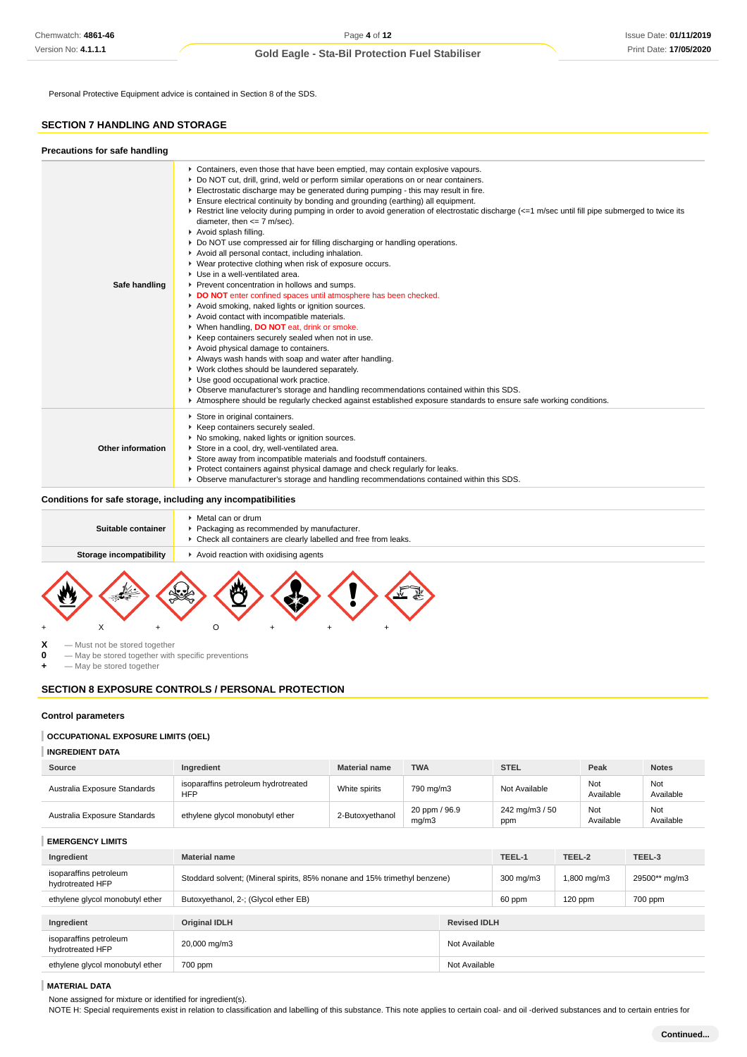Personal Protective Equipment advice is contained in Section 8 of the SDS.

## SECTION 7 HANDLING AND STORAGE

### Precautions for safe handling

| | |
|---|---|
| **Safe handling** | ▸ Containers, even those that have been emptied, may contain explosive vapours.<br>▸ Do NOT cut, drill, grind, weld or perform similar operations on or near containers.<br>▸ Electrostatic discharge may be generated during pumping - this may result in fire.<br>▸ Ensure electrical continuity by bonding and grounding (earthing) all equipment.<br>▸ Restrict line velocity during pumping in order to avoid generation of electrostatic discharge (<=1 m/sec until fill pipe submerged to twice its diameter, then <= 7 m/sec).<br>▸ Avoid splash filling.<br>▸ Do NOT use compressed air for filling discharging or handling operations.<br>▸ Avoid all personal contact, including inhalation.<br>▸ Wear protective clothing when risk of exposure occurs.<br>▸ Use in a well-ventilated area.<br>▸ Prevent concentration in hollows and sumps.<br>▸ **DO NOT** enter confined spaces until atmosphere has been checked.<br>▸ Avoid smoking, naked lights or ignition sources.<br>▸ Avoid contact with incompatible materials.<br>▸ When handling, **DO NOT** eat, drink or smoke.<br>▸ Keep containers securely sealed when not in use.<br>▸ Avoid physical damage to containers.<br>▸ Always wash hands with soap and water after handling.<br>▸ Work clothes should be laundered separately.<br>▸ Use good occupational work practice.<br>▸ Observe manufacturer's storage and handling recommendations contained within this SDS.<br>▸ Atmosphere should be regularly checked against established exposure standards to ensure safe working conditions. |
| **Other information** | ▸ Store in original containers.<br>▸ Keep containers securely sealed.<br>▸ No smoking, naked lights or ignition sources.<br>▸ Store in a cool, dry, well-ventilated area.<br>▸ Store away from incompatible materials and foodstuff containers.<br>▸ Protect containers against physical damage and check regularly for leaks.<br>▸ Observe manufacturer's storage and handling recommendations contained within this SDS. |

### Conditions for safe storage, including any incompatibilities

| | |
|---|---|
| **Suitable container** | ▸ Metal can or drum<br>▸ Packaging as recommended by manufacturer.<br>▸ Check all containers are clearly labelled and free from leaks. |
| **Storage incompatibility** | ▸ Avoid reaction with oxidising agents |

\+ X + O + + +

**X** — Must not be stored together
**0** — May be stored together with specific preventions
**+** — May be stored together

## SECTION 8 EXPOSURE CONTROLS / PERSONAL PROTECTION

### Control parameters

#### OCCUPATIONAL EXPOSURE LIMITS (OEL)

#### INGREDIENT DATA

| Source | Ingredient | Material name | TWA | STEL | Peak | Notes |
|---|---|---|---|---|---|---|
| Australia Exposure Standards | isoparaffins petroleum hydrotreated HFP | White spirits | 790 mg/m3 | Not Available | Not Available | Not Available |
| Australia Exposure Standards | ethylene glycol monobutyl ether | 2-Butoxyethanol | 20 ppm / 96.9 mg/m3 | 242 mg/m3 / 50 ppm | Not Available | Not Available |

#### EMERGENCY LIMITS

| Ingredient | Material name | TEEL-1 | TEEL-2 | TEEL-3 |
|---|---|---|---|---|
| isoparaffins petroleum hydrotreated HFP | Stoddard solvent; (Mineral spirits, 85% nonane and 15% trimethyl benzene) | 300 mg/m3 | 1,800 mg/m3 | 29500** mg/m3 |
| ethylene glycol monobutyl ether | Butoxyethanol, 2-; (Glycol ether EB) | 60 ppm | 120 ppm | 700 ppm |

| Ingredient | Original IDLH | Revised IDLH |
|---|---|---|
| isoparaffins petroleum hydrotreated HFP | 20,000 mg/m3 | Not Available |
| ethylene glycol monobutyl ether | 700 ppm | Not Available |

#### MATERIAL DATA

None assigned for mixture or identified for ingredient(s).
NOTE H: Special requirements exist in relation to classification and labelling of this substance. This note applies to certain coal- and oil -derived substances and to certain entries for

**Continued...**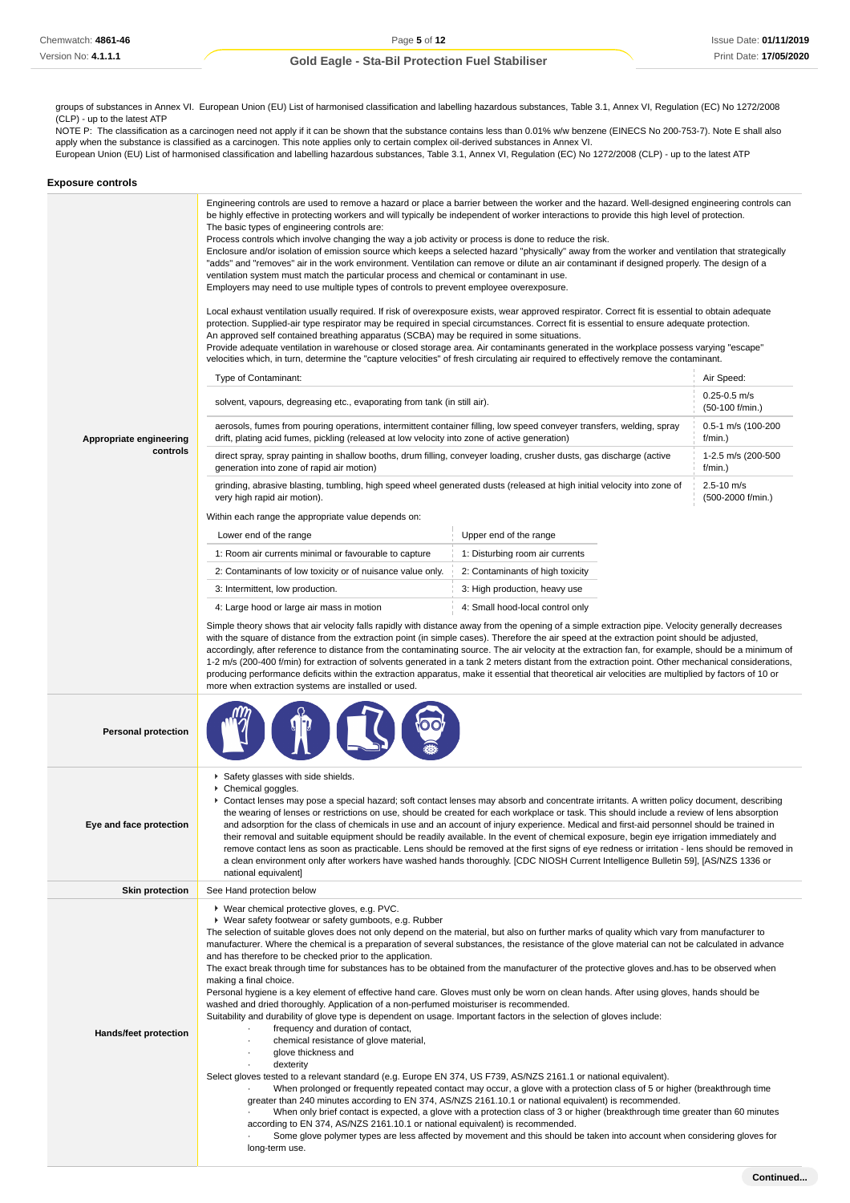groups of substances in Annex VI. European Union (EU) List of harmonised classification and labelling hazardous substances, Table 3.1, Annex VI, Regulation (EC) No 1272/2008 (CLP) - up to the latest ATP
NOTE P: The classification as a carcinogen need not apply if it can be shown that the substance contains less than 0.01% w/w benzene (EINECS No 200-753-7). Note E shall also apply when the substance is classified as a carcinogen. This note applies only to certain complex oil-derived substances in Annex VI.
European Union (EU) List of harmonised classification and labelling hazardous substances, Table 3.1, Annex VI, Regulation (EC) No 1272/2008 (CLP) - up to the latest ATP

### Exposure controls

**Appropriate engineering controls**

Engineering controls are used to remove a hazard or place a barrier between the worker and the hazard. Well-designed engineering controls can be highly effective in protecting workers and will typically be independent of worker interactions to provide this high level of protection.
The basic types of engineering controls are:
Process controls which involve changing the way a job activity or process is done to reduce the risk.
Enclosure and/or isolation of emission source which keeps a selected hazard "physically" away from the worker and ventilation that strategically "adds" and "removes" air in the work environment. Ventilation can remove or dilute an air contaminant if designed properly. The design of a ventilation system must match the particular process and chemical or contaminant in use.
Employers may need to use multiple types of controls to prevent employee overexposure.

Local exhaust ventilation usually required. If risk of overexposure exists, wear approved respirator. Correct fit is essential to obtain adequate protection. Supplied-air type respirator may be required in special circumstances. Correct fit is essential to ensure adequate protection.
An approved self contained breathing apparatus (SCBA) may be required in some situations.
Provide adequate ventilation in warehouse or closed storage area. Air contaminants generated in the workplace possess varying "escape" velocities which, in turn, determine the "capture velocities" of fresh circulating air required to effectively remove the contaminant.

| Type of Contaminant: | Air Speed: |
|---|---|
| solvent, vapours, degreasing etc., evaporating from tank (in still air). | 0.25-0.5 m/s (50-100 f/min.) |
| aerosols, fumes from pouring operations, intermittent container filling, low speed conveyer transfers, welding, spray drift, plating acid fumes, pickling (released at low velocity into zone of active generation) | 0.5-1 m/s (100-200 f/min.) |
| direct spray, spray painting in shallow booths, drum filling, conveyer loading, crusher dusts, gas discharge (active generation into zone of rapid air motion) | 1-2.5 m/s (200-500 f/min.) |
| grinding, abrasive blasting, tumbling, high speed wheel generated dusts (released at high initial velocity into zone of very high rapid air motion). | 2.5-10 m/s (500-2000 f/min.) |

Within each range the appropriate value depends on:

| Lower end of the range | Upper end of the range |
|---|---|
| 1: Room air currents minimal or favourable to capture | 1: Disturbing room air currents |
| 2: Contaminants of low toxicity or of nuisance value only. | 2: Contaminants of high toxicity |
| 3: Intermittent, low production. | 3: High production, heavy use |
| 4: Large hood or large air mass in motion | 4: Small hood-local control only |

Simple theory shows that air velocity falls rapidly with distance away from the opening of a simple extraction pipe. Velocity generally decreases with the square of distance from the extraction point (in simple cases). Therefore the air speed at the extraction point should be adjusted, accordingly, after reference to distance from the contaminating source. The air velocity at the extraction fan, for example, should be a minimum of 1-2 m/s (200-400 f/min) for extraction of solvents generated in a tank 2 meters distant from the extraction point. Other mechanical considerations, producing performance deficits within the extraction apparatus, make it essential that theoretical air velocities are multiplied by factors of 10 or more when extraction systems are installed or used.

**Personal protection**

**Eye and face protection**

- Safety glasses with side shields.
- Chemical goggles.
- Contact lenses may pose a special hazard; soft contact lenses may absorb and concentrate irritants. A written policy document, describing the wearing of lenses or restrictions on use, should be created for each workplace or task. This should include a review of lens absorption and adsorption for the class of chemicals in use and an account of injury experience. Medical and first-aid personnel should be trained in their removal and suitable equipment should be readily available. In the event of chemical exposure, begin eye irrigation immediately and remove contact lens as soon as practicable. Lens should be removed at the first signs of eye redness or irritation - lens should be removed in a clean environment only after workers have washed hands thoroughly. [CDC NIOSH Current Intelligence Bulletin 59], [AS/NZS 1336 or national equivalent]

**Skin protection**

See Hand protection below

**Hands/feet protection**

- Wear chemical protective gloves, e.g. PVC.
- Wear safety footwear or safety gumboots, e.g. Rubber

The selection of suitable gloves does not only depend on the material, but also on further marks of quality which vary from manufacturer to manufacturer. Where the chemical is a preparation of several substances, the resistance of the glove material can not be calculated in advance and has therefore to be checked prior to the application.
The exact break through time for substances has to be obtained from the manufacturer of the protective gloves and.has to be observed when making a final choice.
Personal hygiene is a key element of effective hand care. Gloves must only be worn on clean hands. After using gloves, hands should be washed and dried thoroughly. Application of a non-perfumed moisturiser is recommended.
Suitability and durability of glove type is dependent on usage. Important factors in the selection of gloves include:

- frequency and duration of contact,
- chemical resistance of glove material,
- glove thickness and
- dexterity

Select gloves tested to a relevant standard (e.g. Europe EN 374, US F739, AS/NZS 2161.1 or national equivalent).

- When prolonged or frequently repeated contact may occur, a glove with a protection class of 5 or higher (breakthrough time greater than 240 minutes according to EN 374, AS/NZS 2161.10.1 or national equivalent) is recommended.
- When only brief contact is expected, a glove with a protection class of 3 or higher (breakthrough time greater than 60 minutes according to EN 374, AS/NZS 2161.10.1 or national equivalent) is recommended.
- Some glove polymer types are less affected by movement and this should be taken into account when considering gloves for long-term use.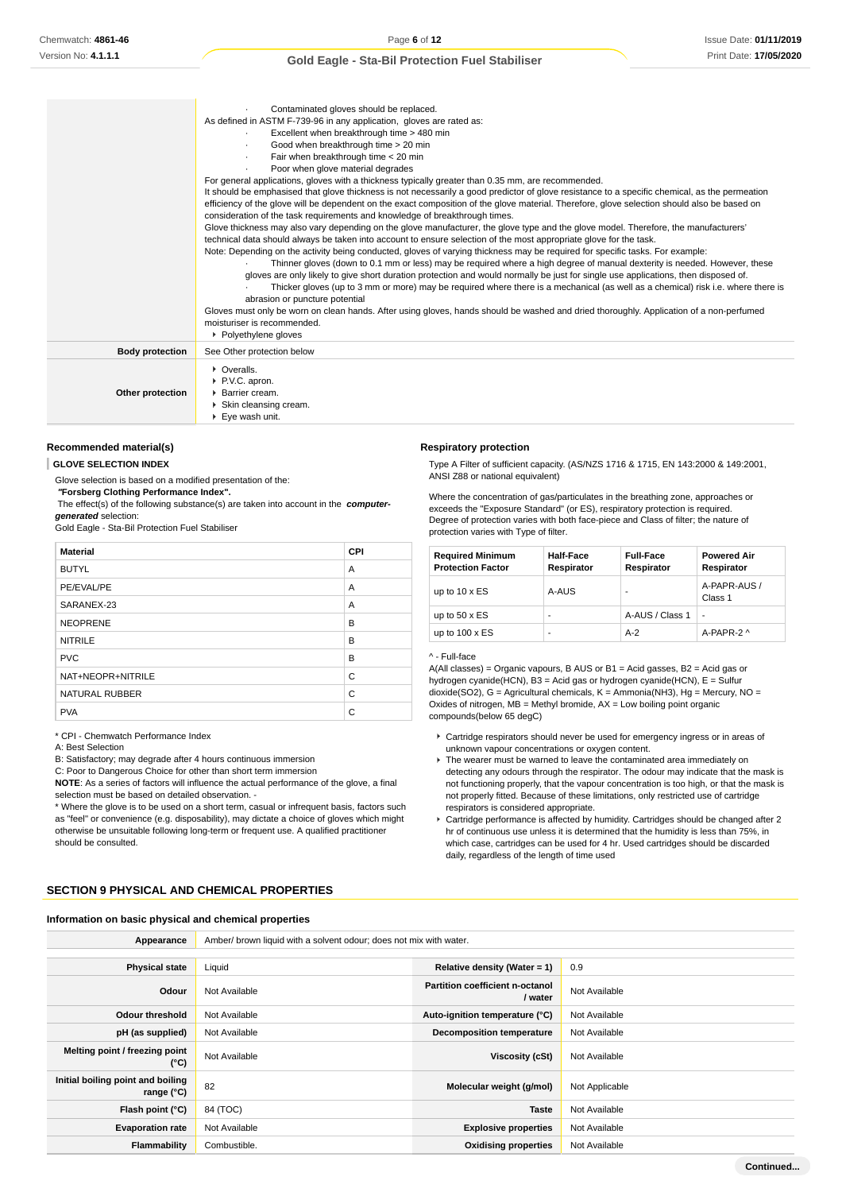| | |
|---|---|
| | · Contaminated gloves should be replaced.<br>As defined in ASTM F-739-96 in any application, gloves are rated as:<br>· Excellent when breakthrough time > 480 min<br>· Good when breakthrough time > 20 min<br>· Fair when breakthrough time < 20 min<br>· Poor when glove material degrades<br>For general applications, gloves with a thickness typically greater than 0.35 mm, are recommended.<br>It should be emphasised that glove thickness is not necessarily a good predictor of glove resistance to a specific chemical, as the permeation efficiency of the glove will be dependent on the exact composition of the glove material. Therefore, glove selection should also be based on consideration of the task requirements and knowledge of breakthrough times.<br>Glove thickness may also vary depending on the glove manufacturer, the glove type and the glove model. Therefore, the manufacturers' technical data should always be taken into account to ensure selection of the most appropriate glove for the task.<br>Note: Depending on the activity being conducted, gloves of varying thickness may be required for specific tasks. For example:<br>· Thinner gloves (down to 0.1 mm or less) may be required where a high degree of manual dexterity is needed. However, these gloves are only likely to give short duration protection and would normally be just for single use applications, then disposed of.<br>· Thicker gloves (up to 3 mm or more) may be required where there is a mechanical (as well as a chemical) risk i.e. where there is abrasion or puncture potential<br>Gloves must only be worn on clean hands. After using gloves, hands should be washed and dried thoroughly. Application of a non-perfumed moisturiser is recommended.<br>▸ Polyethylene gloves |
| **Body protection** | See Other protection below |
| **Other protection** | ▸ Overalls.<br>▸ P.V.C. apron.<br>▸ Barrier cream.<br>▸ Skin cleansing cream.<br>▸ Eye wash unit. |

### Recommended material(s)

**GLOVE SELECTION INDEX**

Glove selection is based on a modified presentation of the:

***"Forsberg Clothing Performance Index".***

The effect(s) of the following substance(s) are taken into account in the ***computer-generated*** selection:

Gold Eagle - Sta-Bil Protection Fuel Stabiliser

| Material | CPI |
|---|---|
| BUTYL | A |
| PE/EVAL/PE | A |
| SARANEX-23 | A |
| NEOPRENE | B |
| NITRILE | B |
| PVC | B |
| NAT+NEOPR+NITRILE | C |
| NATURAL RUBBER | C |
| PVA | C |

* CPI - Chemwatch Performance Index

A: Best Selection

B: Satisfactory; may degrade after 4 hours continuous immersion

C: Poor to Dangerous Choice for other than short term immersion

**NOTE**: As a series of factors will influence the actual performance of the glove, a final selection must be based on detailed observation. -

* Where the glove is to be used on a short term, casual or infrequent basis, factors such as "feel" or convenience (e.g. disposability), may dictate a choice of gloves which might otherwise be unsuitable following long-term or frequent use. A qualified practitioner should be consulted.

### Respiratory protection

Type A Filter of sufficient capacity. (AS/NZS 1716 & 1715, EN 143:2000 & 149:2001, ANSI Z88 or national equivalent)

Where the concentration of gas/particulates in the breathing zone, approaches or exceeds the "Exposure Standard" (or ES), respiratory protection is required.
Degree of protection varies with both face-piece and Class of filter; the nature of protection varies with Type of filter.

| Required Minimum Protection Factor | Half-Face Respirator | Full-Face Respirator | Powered Air Respirator |
|---|---|---|---|
| up to 10 x ES | A-AUS | - | A-PAPR-AUS / Class 1 |
| up to 50 x ES | - | A-AUS / Class 1 | - |
| up to 100 x ES | - | A-2 | A-PAPR-2 ^ |

^ - Full-face

A(All classes) = Organic vapours, B AUS or B1 = Acid gasses, B2 = Acid gas or hydrogen cyanide(HCN), B3 = Acid gas or hydrogen cyanide(HCN), E = Sulfur dioxide(SO2), G = Agricultural chemicals, K = Ammonia(NH3), Hg = Mercury, NO = Oxides of nitrogen, MB = Methyl bromide, AX = Low boiling point organic compounds(below 65 degC)

- Cartridge respirators should never be used for emergency ingress or in areas of unknown vapour concentrations or oxygen content.
- The wearer must be warned to leave the contaminated area immediately on detecting any odours through the respirator. The odour may indicate that the mask is not functioning properly, that the vapour concentration is too high, or that the mask is not properly fitted. Because of these limitations, only restricted use of cartridge respirators is considered appropriate.
- Cartridge performance is affected by humidity. Cartridges should be changed after 2 hr of continuous use unless it is determined that the humidity is less than 75%, in which case, cartridges can be used for 4 hr. Used cartridges should be discarded daily, regardless of the length of time used

## SECTION 9 PHYSICAL AND CHEMICAL PROPERTIES

### Information on basic physical and chemical properties

| | | | |
|---|---|---|---|
| **Appearance** | Amber/ brown liquid with a solvent odour; does not mix with water. | | |
| **Physical state** | Liquid | **Relative density (Water = 1)** | 0.9 |
| **Odour** | Not Available | **Partition coefficient n-octanol / water** | Not Available |
| **Odour threshold** | Not Available | **Auto-ignition temperature (°C)** | Not Available |
| **pH (as supplied)** | Not Available | **Decomposition temperature** | Not Available |
| **Melting point / freezing point (°C)** | Not Available | **Viscosity (cSt)** | Not Available |
| **Initial boiling point and boiling range (°C)** | 82 | **Molecular weight (g/mol)** | Not Applicable |
| **Flash point (°C)** | 84 (TOC) | **Taste** | Not Available |
| **Evaporation rate** | Not Available | **Explosive properties** | Not Available |
| **Flammability** | Combustible. | **Oxidising properties** | Not Available |

Continued...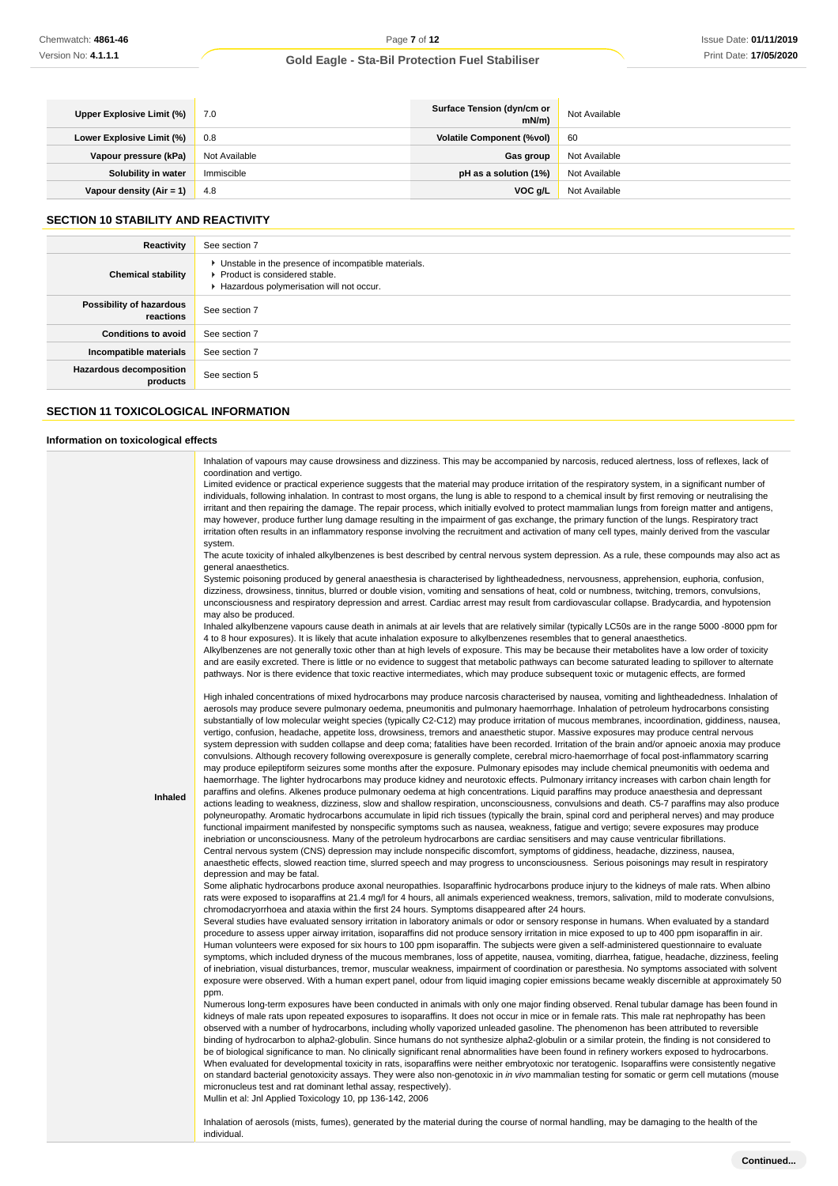| Upper Explosive Limit (%) | 7.0 | Surface Tension (dyn/cm or mN/m) | Not Available |
|---|---|---|---|
| Lower Explosive Limit (%) | 0.8 | Volatile Component (%vol) | 60 |
| Vapour pressure (kPa) | Not Available | Gas group | Not Available |
| Solubility in water | Immiscible | pH as a solution (1%) | Not Available |
| Vapour density (Air = 1) | 4.8 | VOC g/L | Not Available |

## SECTION 10 STABILITY AND REACTIVITY

| | |
|---|---|
| Reactivity | See section 7 |
| Chemical stability | ▸ Unstable in the presence of incompatible materials.<br>▸ Product is considered stable.<br>▸ Hazardous polymerisation will not occur. |
| Possibility of hazardous reactions | See section 7 |
| Conditions to avoid | See section 7 |
| Incompatible materials | See section 7 |
| Hazardous decomposition products | See section 5 |

## SECTION 11 TOXICOLOGICAL INFORMATION

### Information on toxicological effects

**Inhaled**

Inhalation of vapours may cause drowsiness and dizziness. This may be accompanied by narcosis, reduced alertness, loss of reflexes, lack of coordination and vertigo.
Limited evidence or practical experience suggests that the material may produce irritation of the respiratory system, in a significant number of individuals, following inhalation. In contrast to most organs, the lung is able to respond to a chemical insult by first removing or neutralising the irritant and then repairing the damage. The repair process, which initially evolved to protect mammalian lungs from foreign matter and antigens, may however, produce further lung damage resulting in the impairment of gas exchange, the primary function of the lungs. Respiratory tract irritation often results in an inflammatory response involving the recruitment and activation of many cell types, mainly derived from the vascular system.
The acute toxicity of inhaled alkylbenzenes is best described by central nervous system depression. As a rule, these compounds may also act as general anaesthetics.
Systemic poisoning produced by general anaesthesia is characterised by lightheadedness, nervousness, apprehension, euphoria, confusion, dizziness, drowsiness, tinnitus, blurred or double vision, vomiting and sensations of heat, cold or numbness, twitching, tremors, convulsions, unconsciousness and respiratory depression and arrest. Cardiac arrest may result from cardiovascular collapse. Bradycardia, and hypotension may also be produced.
Inhaled alkylbenzene vapours cause death in animals at air levels that are relatively similar (typically LC50s are in the range 5000 -8000 ppm for 4 to 8 hour exposures). It is likely that acute inhalation exposure to alkylbenzenes resembles that to general anaesthetics.
Alkylbenzenes are not generally toxic other than at high levels of exposure. This may be because their metabolites have a low order of toxicity and are easily excreted. There is little or no evidence to suggest that metabolic pathways can become saturated leading to spillover to alternate pathways. Nor is there evidence that toxic reactive intermediates, which may produce subsequent toxic or mutagenic effects, are formed

High inhaled concentrations of mixed hydrocarbons may produce narcosis characterised by nausea, vomiting and lightheadedness. Inhalation of aerosols may produce severe pulmonary oedema, pneumonitis and pulmonary haemorrhage. Inhalation of petroleum hydrocarbons consisting substantially of low molecular weight species (typically C2-C12) may produce irritation of mucous membranes, incoordination, giddiness, nausea, vertigo, confusion, headache, appetite loss, drowsiness, tremors and anaesthetic stupor. Massive exposures may produce central nervous system depression with sudden collapse and deep coma; fatalities have been recorded. Irritation of the brain and/or apnoeic anoxia may produce convulsions. Although recovery following overexposure is generally complete, cerebral micro-haemorrhage of focal post-inflammatory scarring may produce epileptiform seizures some months after the exposure. Pulmonary episodes may include chemical pneumonitis with oedema and haemorrhage. The lighter hydrocarbons may produce kidney and neurotoxic effects. Pulmonary irritancy increases with carbon chain length for paraffins and olefins. Alkenes produce pulmonary oedema at high concentrations. Liquid paraffins may produce anaesthesia and depressant actions leading to weakness, dizziness, slow and shallow respiration, unconsciousness, convulsions and death. C5-7 paraffins may also produce polyneuropathy. Aromatic hydrocarbons accumulate in lipid rich tissues (typically the brain, spinal cord and peripheral nerves) and may produce functional impairment manifested by nonspecific symptoms such as nausea, weakness, fatigue and vertigo; severe exposures may produce inebriation or unconsciousness. Many of the petroleum hydrocarbons are cardiac sensitisers and may cause ventricular fibrillations.
Central nervous system (CNS) depression may include nonspecific discomfort, symptoms of giddiness, headache, dizziness, nausea, anaesthetic effects, slowed reaction time, slurred speech and may progress to unconsciousness. Serious poisonings may result in respiratory depression and may be fatal.
Some aliphatic hydrocarbons produce axonal neuropathies. Isoparaffinic hydrocarbons produce injury to the kidneys of male rats. When albino rats were exposed to isoparaffins at 21.4 mg/l for 4 hours, all animals experienced weakness, tremors, salivation, mild to moderate convulsions, chromodacryorrhoea and ataxia within the first 24 hours. Symptoms disappeared after 24 hours.
Several studies have evaluated sensory irritation in laboratory animals or odor or sensory response in humans. When evaluated by a standard procedure to assess upper airway irritation, isoparaffins did not produce sensory irritation in mice exposed to up to 400 ppm isoparaffin in air. Human volunteers were exposed for six hours to 100 ppm isoparaffin. The subjects were given a self-administered questionnaire to evaluate symptoms, which included dryness of the mucous membranes, loss of appetite, nausea, vomiting, diarrhea, fatigue, headache, dizziness, feeling of inebriation, visual disturbances, tremor, muscular weakness, impairment of coordination or paresthesia. No symptoms associated with solvent exposure were observed. With a human expert panel, odour from liquid imaging copier emissions became weakly discernible at approximately 50 ppm.
Numerous long-term exposures have been conducted in animals with only one major finding observed. Renal tubular damage has been found in kidneys of male rats upon repeated exposures to isoparaffins. It does not occur in mice or in female rats. This male rat nephropathy has been observed with a number of hydrocarbons, including wholly vaporized unleaded gasoline. The phenomenon has been attributed to reversible binding of hydrocarbon to alpha2-globulin. Since humans do not synthesize alpha2-globulin or a similar protein, the finding is not considered to be of biological significance to man. No clinically significant renal abnormalities have been found in refinery workers exposed to hydrocarbons.
When evaluated for developmental toxicity in rats, isoparaffins were neither embryotoxic nor teratogenic. Isoparaffins were consistently negative on standard bacterial genotoxicity assays. They were also non-genotoxic in *in vivo* mammalian testing for somatic or germ cell mutations (mouse micronucleus test and rat dominant lethal assay, respectively).
Mullin et al: Jnl Applied Toxicology 10, pp 136-142, 2006

Inhalation of aerosols (mists, fumes), generated by the material during the course of normal handling, may be damaging to the health of the individual.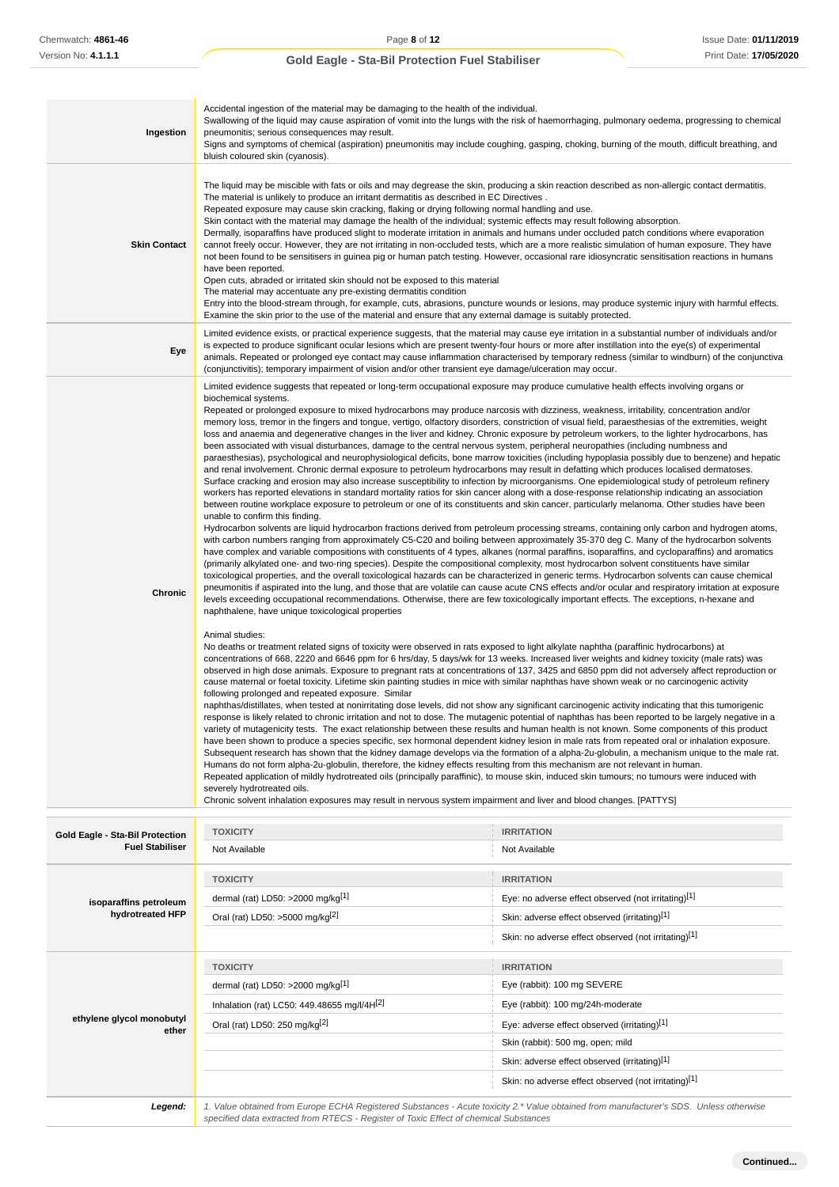| | |
|---|---|
| **Ingestion** | Accidental ingestion of the material may be damaging to the health of the individual.<br>Swallowing of the liquid may cause aspiration of vomit into the lungs with the risk of haemorrhaging, pulmonary oedema, progressing to chemical pneumonitis; serious consequences may result.<br>Signs and symptoms of chemical (aspiration) pneumonitis may include coughing, gasping, choking, burning of the mouth, difficult breathing, and bluish coloured skin (cyanosis). |
| **Skin Contact** | The liquid may be miscible with fats or oils and may degrease the skin, producing a skin reaction described as non-allergic contact dermatitis. The material is unlikely to produce an irritant dermatitis as described in EC Directives .<br>Repeated exposure may cause skin cracking, flaking or drying following normal handling and use.<br>Skin contact with the material may damage the health of the individual; systemic effects may result following absorption.<br>Dermally, isoparaffins have produced slight to moderate irritation in animals and humans under occluded patch conditions where evaporation cannot freely occur. However, they are not irritating in non-occluded tests, which are a more realistic simulation of human exposure. They have not been found to be sensitisers in guinea pig or human patch testing. However, occasional rare idiosyncratic sensitisation reactions in humans have been reported.<br>Open cuts, abraded or irritated skin should not be exposed to this material<br>The material may accentuate any pre-existing dermatitis condition<br>Entry into the blood-stream through, for example, cuts, abrasions, puncture wounds or lesions, may produce systemic injury with harmful effects. Examine the skin prior to the use of the material and ensure that any external damage is suitably protected. |
| **Eye** | Limited evidence exists, or practical experience suggests, that the material may cause eye irritation in a substantial number of individuals and/or is expected to produce significant ocular lesions which are present twenty-four hours or more after instillation into the eye(s) of experimental animals. Repeated or prolonged eye contact may cause inflammation characterised by temporary redness (similar to windburn) of the conjunctiva (conjunctivitis); temporary impairment of vision and/or other transient eye damage/ulceration may occur. |
| **Chronic** | Limited evidence suggests that repeated or long-term occupational exposure may produce cumulative health effects involving organs or biochemical systems.<br>Repeated or prolonged exposure to mixed hydrocarbons may produce narcosis with dizziness, weakness, irritability, concentration and/or memory loss, tremor in the fingers and tongue, vertigo, olfactory disorders, constriction of visual field, paraesthesias of the extremities, weight loss and anaemia and degenerative changes in the liver and kidney. Chronic exposure by petroleum workers, to the lighter hydrocarbons, has been associated with visual disturbances, damage to the central nervous system, peripheral neuropathies (including numbness and paraesthesias), psychological and neurophysiological deficits, bone marrow toxicities (including hypoplasia possibly due to benzene) and hepatic and renal involvement. Chronic dermal exposure to petroleum hydrocarbons may result in defatting which produces localised dermatoses. Surface cracking and erosion may also increase susceptibility to infection by microorganisms. One epidemiological study of petroleum refinery workers has reported elevations in standard mortality ratios for skin cancer along with a dose-response relationship indicating an association between routine workplace exposure to petroleum or one of its constituents and skin cancer, particularly melanoma. Other studies have been unable to confirm this finding.<br>Hydrocarbon solvents are liquid hydrocarbon fractions derived from petroleum processing streams, containing only carbon and hydrogen atoms, with carbon numbers ranging from approximately C5-C20 and boiling between approximately 35-370 deg C. Many of the hydrocarbon solvents have complex and variable compositions with constituents of 4 types, alkanes (normal paraffins, isoparaffins, and cycloparaffins) and aromatics (primarily alkylated one- and two-ring species). Despite the compositional complexity, most hydrocarbon solvent constituents have similar toxicological properties, and the overall toxicological hazards can be characterized in generic terms. Hydrocarbon solvents can cause chemical pneumonitis if aspirated into the lung, and those that are volatile can cause acute CNS effects and/or ocular and respiratory irritation at exposure levels exceeding occupational recommendations. Otherwise, there are few toxicologically important effects. The exceptions, n-hexane and naphthalene, have unique toxicological properties<br><br>Animal studies:<br>No deaths or treatment related signs of toxicity were observed in rats exposed to light alkylate naphtha (paraffinic hydrocarbons) at concentrations of 668, 2220 and 6646 ppm for 6 hrs/day, 5 days/wk for 13 weeks. Increased liver weights and kidney toxicity (male rats) was observed in high dose animals. Exposure to pregnant rats at concentrations of 137, 3425 and 6850 ppm did not adversely affect reproduction or cause maternal or foetal toxicity. Lifetime skin painting studies in mice with similar naphthas have shown weak or no carcinogenic activity following prolonged and repeated exposure. Similar<br>naphthas/distillates, when tested at nonirritating dose levels, did not show any significant carcinogenic activity indicating that this tumorigenic response is likely related to chronic irritation and not to dose. The mutagenic potential of naphthas has been reported to be largely negative in a variety of mutagenicity tests. The exact relationship between these results and human health is not known. Some components of this product have been shown to produce a species specific, sex hormonal dependent kidney lesion in male rats from repeated oral or inhalation exposure. Subsequent research has shown that the kidney damage develops via the formation of a alpha-2u-globulin, a mechanism unique to the male rat. Humans do not form alpha-2u-globulin, therefore, the kidney effects resulting from this mechanism are not relevant in human.<br>Repeated application of mildly hydrotreated oils (principally paraffinic), to mouse skin, induced skin tumours; no tumours were induced with severely hydrotreated oils.<br>Chronic solvent inhalation exposures may result in nervous system impairment and liver and blood changes. [PATTYS] |

| | TOXICITY | IRRITATION |
|---|---|---|
| **Gold Eagle - Sta-Bil Protection Fuel Stabiliser** | Not Available | Not Available |

| | TOXICITY | IRRITATION |
|---|---|---|
| **isoparaffins petroleum hydrotreated HFP** | dermal (rat) LD50: >2000 mg/kg[1] | Eye: no adverse effect observed (not irritating)[1] |
| | Oral (rat) LD50: >5000 mg/kg[2] | Skin: adverse effect observed (irritating)[1] |
| | | Skin: no adverse effect observed (not irritating)[1] |

| | TOXICITY | IRRITATION |
|---|---|---|
| **ethylene glycol monobutyl ether** | dermal (rat) LD50: >2000 mg/kg[1] | Eye (rabbit): 100 mg SEVERE |
| | Inhalation (rat) LC50: 449.48655 mg/l/4H[2] | Eye (rabbit): 100 mg/24h-moderate |
| | Oral (rat) LD50: 250 mg/kg[2] | Eye: adverse effect observed (irritating)[1] |
| | | Skin (rabbit): 500 mg, open; mild |
| | | Skin: adverse effect observed (irritating)[1] |
| | | Skin: no adverse effect observed (not irritating)[1] |

| | |
|---|---|
| ***Legend:*** | *1. Value obtained from Europe ECHA Registered Substances - Acute toxicity 2.\* Value obtained from manufacturer's SDS. Unless otherwise specified data extracted from RTECS - Register of Toxic Effect of chemical Substances* |

**Continued...**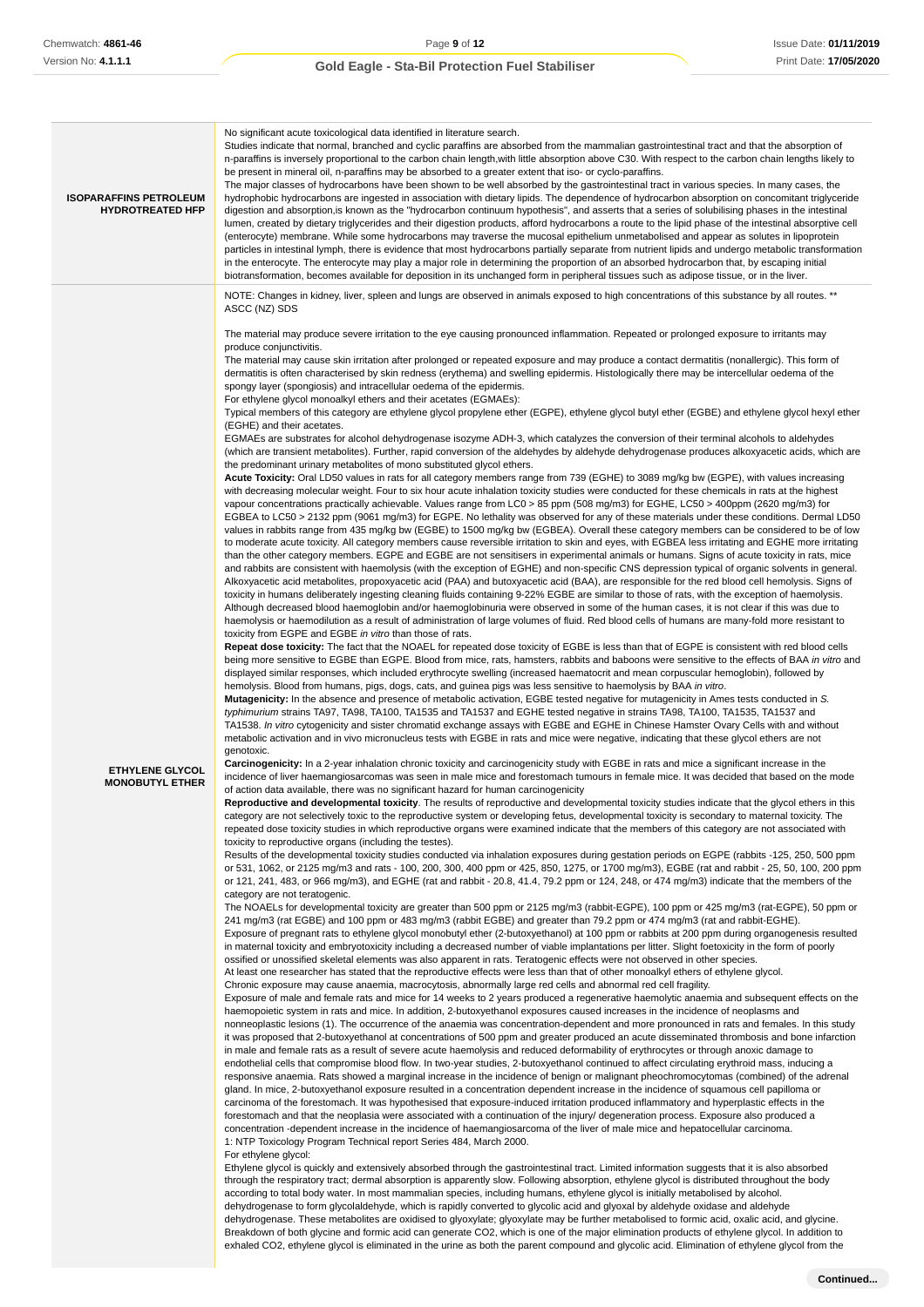| | |
|---|---|
| **ISOPARAFFINS PETROLEUM HYDROTREATED HFP** | No significant acute toxicological data identified in literature search.<br>Studies indicate that normal, branched and cyclic paraffins are absorbed from the mammalian gastrointestinal tract and that the absorption of n-paraffins is inversely proportional to the carbon chain length,with little absorption above C30. With respect to the carbon chain lengths likely to be present in mineral oil, n-paraffins may be absorbed to a greater extent that iso- or cyclo-paraffins.<br>The major classes of hydrocarbons have been shown to be well absorbed by the gastrointestinal tract in various species. In many cases, the hydrophobic hydrocarbons are ingested in association with dietary lipids. The dependence of hydrocarbon absorption on concomitant triglyceride digestion and absorption,is known as the "hydrocarbon continuum hypothesis", and asserts that a series of solubilising phases in the intestinal lumen, created by dietary triglycerides and their digestion products, afford hydrocarbons a route to the lipid phase of the intestinal absorptive cell (enterocyte) membrane. While some hydrocarbons may traverse the mucosal epithelium unmetabolised and appear as solutes in lipoprotein particles in intestinal lymph, there is evidence that most hydrocarbons partially separate from nutrient lipids and undergo metabolic transformation in the enterocyte. The enterocyte may play a major role in determining the proportion of an absorbed hydrocarbon that, by escaping initial biotransformation, becomes available for deposition in its unchanged form in peripheral tissues such as adipose tissue, or in the liver. |
| **ETHYLENE GLYCOL MONOBUTYL ETHER** | NOTE: Changes in kidney, liver, spleen and lungs are observed in animals exposed to high concentrations of this substance by all routes. ** ASCC (NZ) SDS<br><br>The material may produce severe irritation to the eye causing pronounced inflammation. Repeated or prolonged exposure to irritants may produce conjunctivitis.<br>The material may cause skin irritation after prolonged or repeated exposure and may produce a contact dermatitis (nonallergic). This form of dermatitis is often characterised by skin redness (erythema) and swelling epidermis. Histologically there may be intercellular oedema of the spongy layer (spongiosis) and intracellular oedema of the epidermis.<br>For ethylene glycol monoalkyl ethers and their acetates (EGMAEs):<br>Typical members of this category are ethylene glycol propylene ether (EGPE), ethylene glycol butyl ether (EGBE) and ethylene glycol hexyl ether (EGHE) and their acetates.<br>EGMAEs are substrates for alcohol dehydrogenase isozyme ADH-3, which catalyzes the conversion of their terminal alcohols to aldehydes (which are transient metabolites). Further, rapid conversion of the aldehydes by aldehyde dehydrogenase produces alkoxyacetic acids, which are the predominant urinary metabolites of mono substituted glycol ethers.<br>**Acute Toxicity:** Oral LD50 values in rats for all category members range from 739 (EGHE) to 3089 mg/kg bw (EGPE), with values increasing with decreasing molecular weight. Four to six hour acute inhalation toxicity studies were conducted for these chemicals in rats at the highest vapour concentrations practically achievable. Values range from LC0 > 85 ppm (508 mg/m3) for EGHE, LC50 > 400ppm (2620 mg/m3) for EGBEA to LC50 > 2132 ppm (9061 mg/m3) for EGPE. No lethality was observed for any of these materials under these conditions. Dermal LD50 values in rabbits range from 435 mg/kg bw (EGBE) to 1500 mg/kg bw (EGBEA). Overall these category members can be considered to be of low to moderate acute toxicity. All category members cause reversible irritation to skin and eyes, with EGBEA less irritating and EGHE more irritating than the other category members. EGPE and EGBE are not sensitisers in experimental animals or humans. Signs of acute toxicity in rats, mice and rabbits are consistent with haemolysis (with the exception of EGHE) and non-specific CNS depression typical of organic solvents in general. Alkoxyacetic acid metabolites, propoxyacetic acid (PAA) and butoxyacetic acid (BAA), are responsible for the red blood cell hemolysis. Signs of toxicity in humans deliberately ingesting cleaning fluids containing 9-22% EGBE are similar to those of rats, with the exception of haemolysis. Although decreased blood haemoglobin and/or haemoglobinuria were observed in some of the human cases, it is not clear if this was due to haemolysis or haemodilution as a result of administration of large volumes of fluid. Red blood cells of humans are many-fold more resistant to toxicity from EGPE and EGBE *in vitro* than those of rats.<br>**Repeat dose toxicity:** The fact that the NOAEL for repeated dose toxicity of EGBE is less than that of EGPE is consistent with red blood cells being more sensitive to EGBE than EGPE. Blood from mice, rats, hamsters, rabbits and baboons were sensitive to the effects of BAA *in vitro* and displayed similar responses, which included erythrocyte swelling (increased haematocrit and mean corpuscular hemoglobin), followed by hemolysis. Blood from humans, pigs, dogs, cats, and guinea pigs was less sensitive to haemolysis by BAA *in vitro*.<br>**Mutagenicity:** In the absence and presence of metabolic activation, EGBE tested negative for mutagenicity in Ames tests conducted in *S. typhimurium* strains TA97, TA98, TA100, TA1535 and TA1537 and EGHE tested negative in strains TA98, TA100, TA1535, TA1537 and TA1538. *In vitro* cytogenicity and sister chromatid exchange assays with EGBE and EGHE in Chinese Hamster Ovary Cells with and without metabolic activation and *in vivo* micronucleus tests with EGBE in rats and mice were negative, indicating that these glycol ethers are not genotoxic.<br>**Carcinogenicity:** In a 2-year inhalation chronic toxicity and carcinogenicity study with EGBE in rats and mice a significant increase in the incidence of liver haemangiosarcomas was seen in male mice and forestomach tumours in female mice. It was decided that based on the mode of action data available, there was no significant hazard for human carcinogenicity<br>**Reproductive and developmental toxicity**. The results of reproductive and developmental toxicity studies indicate that the glycol ethers in this category are not selectively toxic to the reproductive system or developing fetus, developmental toxicity is secondary to maternal toxicity. The repeated dose toxicity studies in which reproductive organs were examined indicate that the members of this category are not associated with toxicity to reproductive organs (including the testes).<br>Results of the developmental toxicity studies conducted via inhalation exposures during gestation periods on EGPE (rabbits -125, 250, 500 ppm or 531, 1062, or 2125 mg/m3 and rats - 100, 200, 300, 400 ppm or 425, 850, 1275, or 1700 mg/m3), EGBE (rat and rabbit - 25, 50, 100, 200 ppm or 121, 241, 483, or 966 mg/m3), and EGHE (rat and rabbit - 20.8, 41.4, 79.2 ppm or 124, 248, or 474 mg/m3) indicate that the members of the category are not teratogenic.<br>The NOAELs for developmental toxicity are greater than 500 ppm or 2125 mg/m3 (rabbit-EGPE), 100 ppm or 425 mg/m3 (rat-EGPE), 50 ppm or 241 mg/m3 (rat EGBE) and 100 ppm or 483 mg/m3 (rabbit EGBE) and greater than 79.2 ppm or 474 mg/m3 (rat and rabbit-EGHE).<br>Exposure of pregnant rats to ethylene glycol monobutyl ether (2-butoxyethanol) at 100 ppm or rabbits at 200 ppm during organogenesis resulted in maternal toxicity and embryotoxicity including a decreased number of viable implantations per litter. Slight foetoxicity in the form of poorly ossified or unossified skeletal elements was also apparent in rats. Teratogenic effects were not observed in other species.<br>At least one researcher has stated that the reproductive effects were less than that of other monoalkyl ethers of ethylene glycol.<br>Chronic exposure may cause anaemia, macrocytosis, abnormally large red cells and abnormal red cell fragility.<br>Exposure of male and female rats and mice for 14 weeks to 2 years produced a regenerative haemolytic anaemia and subsequent effects on the haemopoietic system in rats and mice. In addition, 2-butoxyethanol exposures caused increases in the incidence of neoplasms and nonneoplastic lesions (1). The occurrence of the anaemia was concentration-dependent and more pronounced in rats and females. In this study it was proposed that 2-butoxyethanol at concentrations of 500 ppm and greater produced an acute disseminated thrombosis and bone infarction in male and female rats as a result of severe acute haemolysis and reduced deformability of erythrocytes or through anoxic damage to endothelial cells that compromise blood flow. In two-year studies, 2-butoxyethanol continued to affect circulating erythroid mass, inducing a responsive anaemia. Rats showed a marginal increase in the incidence of benign or malignant pheochromocytomas (combined) of the adrenal gland. In mice, 2-butoxyethanol exposure resulted in a concentration dependent increase in the incidence of squamous cell papilloma or carcinoma of the forestomach. It was hypothesised that exposure-induced irritation produced inflammatory and hyperplastic effects in the forestomach and that the neoplasia were associated with a continuation of the injury/ degeneration process. Exposure also produced a concentration -dependent increase in the incidence of haemangiosarcoma of the liver of male mice and hepatocellular carcinoma.<br>1: NTP Toxicology Program Technical report Series 484, March 2000.<br>For ethylene glycol:<br>Ethylene glycol is quickly and extensively absorbed through the gastrointestinal tract. Limited information suggests that it is also absorbed through the respiratory tract; dermal absorption is apparently slow. Following absorption, ethylene glycol is distributed throughout the body according to total body water. In most mammalian species, including humans, ethylene glycol is initially metabolised by alcohol. dehydrogenase to form glycolaldehyde, which is rapidly converted to glycolic acid and glyoxal by aldehyde oxidase and aldehyde dehydrogenase. These metabolites are oxidised to glyoxylate; glyoxylate may be further metabolised to formic acid, oxalic acid, and glycine. Breakdown of both glycine and formic acid can generate CO2, which is one of the major elimination products of ethylene glycol. In addition to exhaled CO2, ethylene glycol is eliminated in the urine as both the parent compound and glycolic acid. Elimination of ethylene glycol from the |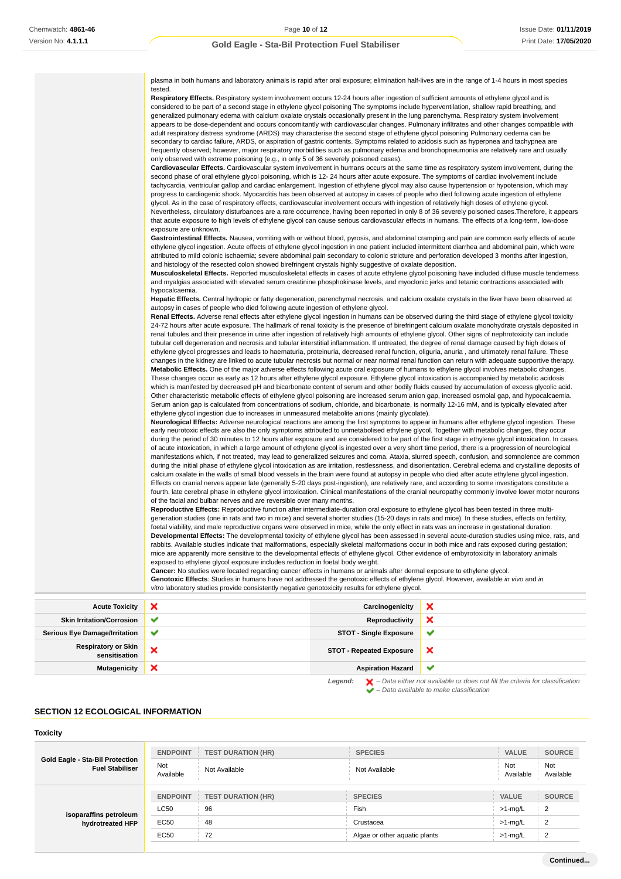plasma in both humans and laboratory animals is rapid after oral exposure; elimination half-lives are in the range of 1-4 hours in most species tested.
**Respiratory Effects.** Respiratory system involvement occurs 12-24 hours after ingestion of sufficient amounts of ethylene glycol and is considered to be part of a second stage in ethylene glycol poisoning The symptoms include hyperventilation, shallow rapid breathing, and generalized pulmonary edema with calcium oxalate crystals occasionally present in the lung parenchyma. Respiratory system involvement appears to be dose-dependent and occurs concomitantly with cardiovascular changes. Pulmonary infiltrates and other changes compatible with adult respiratory distress syndrome (ARDS) may characterise the second stage of ethylene glycol poisoning Pulmonary oedema can be secondary to cardiac failure, ARDS, or aspiration of gastric contents. Symptoms related to acidosis such as hyperpnea and tachypnea are frequently observed; however, major respiratory morbidities such as pulmonary edema and bronchopneumonia are relatively rare and usually only observed with extreme poisoning (e.g., in only 5 of 36 severely poisoned cases).
**Cardiovascular Effects.** Cardiovascular system involvement in humans occurs at the same time as respiratory system involvement, during the second phase of oral ethylene glycol poisoning, which is 12- 24 hours after acute exposure. The symptoms of cardiac involvement include tachycardia, ventricular gallop and cardiac enlargement. Ingestion of ethylene glycol may also cause hypertension or hypotension, which may progress to cardiogenic shock. Myocarditis has been observed at autopsy in cases of people who died following acute ingestion of ethylene glycol. As in the case of respiratory effects, cardiovascular involvement occurs with ingestion of relatively high doses of ethylene glycol. Nevertheless, circulatory disturbances are a rare occurrence, having been reported in only 8 of 36 severely poisoned cases.Therefore, it appears that acute exposure to high levels of ethylene glycol can cause serious cardiovascular effects in humans. The effects of a long-term, low-dose exposure are unknown.
**Gastrointestinal Effects.** Nausea, vomiting with or without blood, pyrosis, and abdominal cramping and pain are common early effects of acute ethylene glycol ingestion. Acute effects of ethylene glycol ingestion in one patient included intermittent diarrhea and abdominal pain, which were attributed to mild colonic ischaemia; severe abdominal pain secondary to colonic stricture and perforation developed 3 months after ingestion, and histology of the resected colon showed birefringent crystals highly suggestive of oxalate deposition.
**Musculoskeletal Effects.** Reported musculoskeletal effects in cases of acute ethylene glycol poisoning have included diffuse muscle tenderness and myalgias associated with elevated serum creatinine phosphokinase levels, and myoclonic jerks and tetanic contractions associated with hypocalcaemia.
**Hepatic Effects.** Central hydropic or fatty degeneration, parenchymal necrosis, and calcium oxalate crystals in the liver have been observed at autopsy in cases of people who died following acute ingestion of ethylene glycol.
**Renal Effects.** Adverse renal effects after ethylene glycol ingestion in humans can be observed during the third stage of ethylene glycol toxicity 24-72 hours after acute exposure. The hallmark of renal toxicity is the presence of birefringent calcium oxalate monohydrate crystals deposited in renal tubules and their presence in urine after ingestion of relatively high amounts of ethylene glycol. Other signs of nephrotoxicity can include tubular cell degeneration and necrosis and tubular interstitial inflammation. If untreated, the degree of renal damage caused by high doses of ethylene glycol progresses and leads to haematuria, proteinuria, decreased renal function, oliguria, anuria , and ultimately renal failure. These changes in the kidney are linked to acute tubular necrosis but normal or near normal renal function can return with adequate supportive therapy.
**Metabolic Effects.** One of the major adverse effects following acute oral exposure of humans to ethylene glycol involves metabolic changes. These changes occur as early as 12 hours after ethylene glycol exposure. Ethylene glycol intoxication is accompanied by metabolic acidosis which is manifested by decreased pH and bicarbonate content of serum and other bodily fluids caused by accumulation of excess glycolic acid. Other characteristic metabolic effects of ethylene glycol poisoning are increased serum anion gap, increased osmolal gap, and hypocalcaemia. Serum anion gap is calculated from concentrations of sodium, chloride, and bicarbonate, is normally 12-16 mM, and is typically elevated after ethylene glycol ingestion due to increases in unmeasured metabolite anions (mainly glycolate).
**Neurological Effects:** Adverse neurological reactions are among the first symptoms to appear in humans after ethylene glycol ingestion. These early neurotoxic effects are also the only symptoms attributed to unmetabolised ethylene glycol. Together with metabolic changes, they occur during the period of 30 minutes to 12 hours after exposure and are considered to be part of the first stage in ethylene glycol intoxication. In cases of acute intoxication, in which a large amount of ethylene glycol is ingested over a very short time period, there is a progression of neurological manifestations which, if not treated, may lead to generalized seizures and coma. Ataxia, slurred speech, confusion, and somnolence are common during the initial phase of ethylene glycol intoxication as are irritation, restlessness, and disorientation. Cerebral edema and crystalline deposits of calcium oxalate in the walls of small blood vessels in the brain were found at autopsy in people who died after acute ethylene glycol ingestion. Effects on cranial nerves appear late (generally 5-20 days post-ingestion), are relatively rare, and according to some investigators constitute a fourth, late cerebral phase in ethylene glycol intoxication. Clinical manifestations of the cranial neuropathy commonly involve lower motor neurons of the facial and bulbar nerves and are reversible over many months.
**Reproductive Effects:** Reproductive function after intermediate-duration oral exposure to ethylene glycol has been tested in three multi-generation studies (one in rats and two in mice) and several shorter studies (15-20 days in rats and mice). In these studies, effects on fertility, foetal viability, and male reproductive organs were observed in mice, while the only effect in rats was an increase in gestational duration.
**Developmental Effects:** The developmental toxicity of ethylene glycol has been assessed in several acute-duration studies using mice, rats, and rabbits. Available studies indicate that malformations, especially skeletal malformations occur in both mice and rats exposed during gestation; mice are apparently more sensitive to the developmental effects of ethylene glycol. Other evidence of embryotoxicity in laboratory animals exposed to ethylene glycol exposure includes reduction in foetal body weight.
**Cancer:** No studies were located regarding cancer effects in humans or animals after dermal exposure to ethylene glycol.
**Genotoxic Effects**: Studies in humans have not addressed the genotoxic effects of ethylene glycol. However, available *in vivo* and *in vitro* laboratory studies provide consistently negative genotoxicity results for ethylene glycol.

| | | | |
|---|---|---|---|
| **Acute Toxicity** | ✗ | **Carcinogenicity** | ✗ |
| **Skin Irritation/Corrosion** | ✔ | **Reproductivity** | ✗ |
| **Serious Eye Damage/Irritation** | ✔ | **STOT - Single Exposure** | ✔ |
| **Respiratory or Skin sensitisation** | ✗ | **STOT - Repeated Exposure** | ✗ |
| **Mutagenicity** | ✗ | **Aspiration Hazard** | ✔ |

*Legend:* ✗ *– Data either not available or does not fill the criteria for classification*
✔ *– Data available to make classification*

## SECTION 12 ECOLOGICAL INFORMATION

### Toxicity

| | ENDPOINT | TEST DURATION (HR) | SPECIES | VALUE | SOURCE |
|---|---|---|---|---|---|
| **Gold Eagle - Sta-Bil Protection Fuel Stabiliser** | Not Available | Not Available | Not Available | Not Available | Not Available |

| | ENDPOINT | TEST DURATION (HR) | SPECIES | VALUE | SOURCE |
|---|---|---|---|---|---|
| **isoparaffins petroleum hydrotreated HFP** | LC50 | 96 | Fish | >1-mg/L | 2 |
| | EC50 | 48 | Crustacea | >1-mg/L | 2 |
| | EC50 | 72 | Algae or other aquatic plants | >1-mg/L | 2 |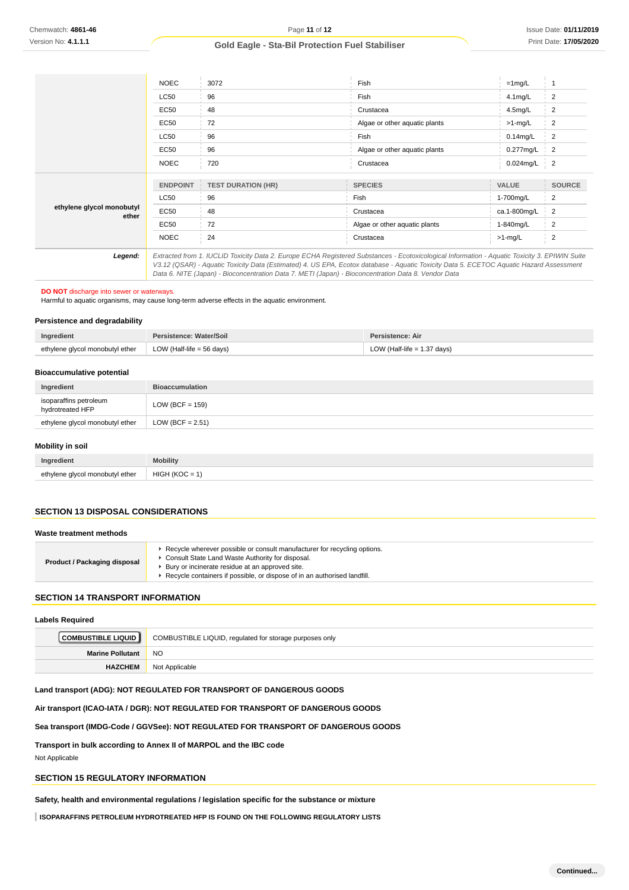| | NOEC | 3072 | Fish | =1mg/L | 1 |
|---|---|---|---|---|---|
| | LC50 | 96 | Fish | 4.1mg/L | 2 |
| | EC50 | 48 | Crustacea | 4.5mg/L | 2 |
| | EC50 | 72 | Algae or other aquatic plants | >1-mg/L | 2 |
| | LC50 | 96 | Fish | 0.14mg/L | 2 |
| | EC50 | 96 | Algae or other aquatic plants | 0.277mg/L | 2 |
| | NOEC | 720 | Crustacea | 0.024mg/L | 2 |

| | ENDPOINT | TEST DURATION (HR) | SPECIES | VALUE | SOURCE |
|---|---|---|---|---|---|
| **ethylene glycol monobutyl ether** | LC50 | 96 | Fish | 1-700mg/L | 2 |
| | EC50 | 48 | Crustacea | ca.1-800mg/L | 2 |
| | EC50 | 72 | Algae or other aquatic plants | 1-840mg/L | 2 |
| | NOEC | 24 | Crustacea | >1-mg/L | 2 |

***Legend:*** *Extracted from 1. IUCLID Toxicity Data 2. Europe ECHA Registered Substances - Ecotoxicological Information - Aquatic Toxicity 3. EPIWIN Suite V3.12 (QSAR) - Aquatic Toxicity Data (Estimated) 4. US EPA, Ecotox database - Aquatic Toxicity Data 5. ECETOC Aquatic Hazard Assessment Data 6. NITE (Japan) - Bioconcentration Data 7. METI (Japan) - Bioconcentration Data 8. Vendor Data*

**DO NOT** discharge into sewer or waterways.

Harmful to aquatic organisms, may cause long-term adverse effects in the aquatic environment.

### Persistence and degradability

| Ingredient | Persistence: Water/Soil | Persistence: Air |
|---|---|---|
| ethylene glycol monobutyl ether | LOW (Half-life = 56 days) | LOW (Half-life = 1.37 days) |

### Bioaccumulative potential

| Ingredient | Bioaccumulation |
|---|---|
| isoparaffins petroleum hydrotreated HFP | LOW (BCF = 159) |
| ethylene glycol monobutyl ether | LOW (BCF = 2.51) |

### Mobility in soil

| Ingredient | Mobility |
|---|---|
| ethylene glycol monobutyl ether | HIGH (KOC = 1) |

## SECTION 13 DISPOSAL CONSIDERATIONS

### Waste treatment methods

| **Product / Packaging disposal** | - Recycle wherever possible or consult manufacturer for recycling options.<br>- Consult State Land Waste Authority for disposal.<br>- Bury or incinerate residue at an approved site.<br>- Recycle containers if possible, or dispose of in an authorised landfill. |
|---|---|

## SECTION 14 TRANSPORT INFORMATION

### Labels Required

| **COMBUSTIBLE LIQUID** | COMBUSTIBLE LIQUID, regulated for storage purposes only |
|---|---|
| **Marine Pollutant** | NO |
| **HAZCHEM** | Not Applicable |

**Land transport (ADG): NOT REGULATED FOR TRANSPORT OF DANGEROUS GOODS**

**Air transport (ICAO-IATA / DGR): NOT REGULATED FOR TRANSPORT OF DANGEROUS GOODS**

**Sea transport (IMDG-Code / GGVSee): NOT REGULATED FOR TRANSPORT OF DANGEROUS GOODS**

**Transport in bulk according to Annex II of MARPOL and the IBC code**

Not Applicable

## SECTION 15 REGULATORY INFORMATION

**Safety, health and environmental regulations / legislation specific for the substance or mixture**

**ISOPARAFFINS PETROLEUM HYDROTREATED HFP IS FOUND ON THE FOLLOWING REGULATORY LISTS**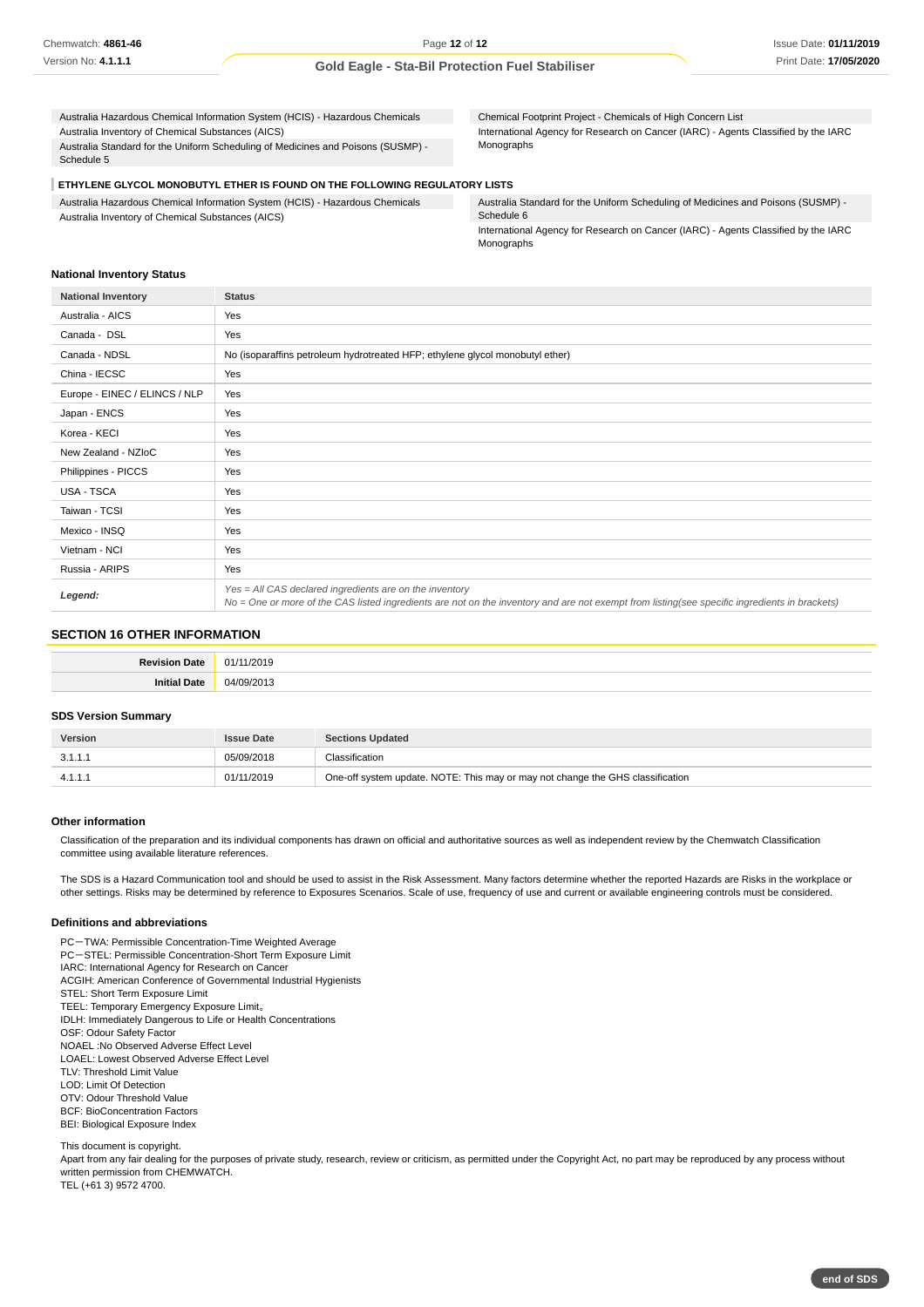| | |
|---|---|
| Australia Hazardous Chemical Information System (HCIS) - Hazardous Chemicals | Chemical Footprint Project - Chemicals of High Concern List |
| Australia Inventory of Chemical Substances (AICS) | International Agency for Research on Cancer (IARC) - Agents Classified by the IARC Monographs |
| Australia Standard for the Uniform Scheduling of Medicines and Poisons (SUSMP) - Schedule 5 | |

**ETHYLENE GLYCOL MONOBUTYL ETHER IS FOUND ON THE FOLLOWING REGULATORY LISTS**

| | |
|---|---|
| Australia Hazardous Chemical Information System (HCIS) - Hazardous Chemicals | Australia Standard for the Uniform Scheduling of Medicines and Poisons (SUSMP) - Schedule 6 |
| Australia Inventory of Chemical Substances (AICS) | International Agency for Research on Cancer (IARC) - Agents Classified by the IARC Monographs |

### National Inventory Status

| National Inventory | Status |
|---|---|
| Australia - AICS | Yes |
| Canada - DSL | Yes |
| Canada - NDSL | No (isoparaffins petroleum hydrotreated HFP; ethylene glycol monobutyl ether) |
| China - IECSC | Yes |
| Europe - EINEC / ELINCS / NLP | Yes |
| Japan - ENCS | Yes |
| Korea - KECI | Yes |
| New Zealand - NZIoC | Yes |
| Philippines - PICCS | Yes |
| USA - TSCA | Yes |
| Taiwan - TCSI | Yes |
| Mexico - INSQ | Yes |
| Vietnam - NCI | Yes |
| Russia - ARIPS | Yes |
| ***Legend:*** | *Yes = All CAS declared ingredients are on the inventory*<br>*No = One or more of the CAS listed ingredients are not on the inventory and are not exempt from listing(see specific ingredients in brackets)* |

## SECTION 16 OTHER INFORMATION

| | |
|---|---|
| **Revision Date** | 01/11/2019 |
| **Initial Date** | 04/09/2013 |

### SDS Version Summary

| Version | Issue Date | Sections Updated |
|---|---|---|
| 3.1.1.1 | 05/09/2018 | Classification |
| 4.1.1.1 | 01/11/2019 | One-off system update. NOTE: This may or may not change the GHS classification |

### Other information

Classification of the preparation and its individual components has drawn on official and authoritative sources as well as independent review by the Chemwatch Classification committee using available literature references.

The SDS is a Hazard Communication tool and should be used to assist in the Risk Assessment. Many factors determine whether the reported Hazards are Risks in the workplace or other settings. Risks may be determined by reference to Exposures Scenarios. Scale of use, frequency of use and current or available engineering controls must be considered.

### Definitions and abbreviations

PC－TWA: Permissible Concentration-Time Weighted Average
PC－STEL: Permissible Concentration-Short Term Exposure Limit
IARC: International Agency for Research on Cancer
ACGIH: American Conference of Governmental Industrial Hygienists
STEL: Short Term Exposure Limit
TEEL: Temporary Emergency Exposure Limit。
IDLH: Immediately Dangerous to Life or Health Concentrations
OSF: Odour Safety Factor
NOAEL :No Observed Adverse Effect Level
LOAEL: Lowest Observed Adverse Effect Level
TLV: Threshold Limit Value
LOD: Limit Of Detection
OTV: Odour Threshold Value
BCF: BioConcentration Factors
BEI: Biological Exposure Index

This document is copyright.
Apart from any fair dealing for the purposes of private study, research, review or criticism, as permitted under the Copyright Act, no part may be reproduced by any process without written permission from CHEMWATCH.
TEL (+61 3) 9572 4700.

end of SDS